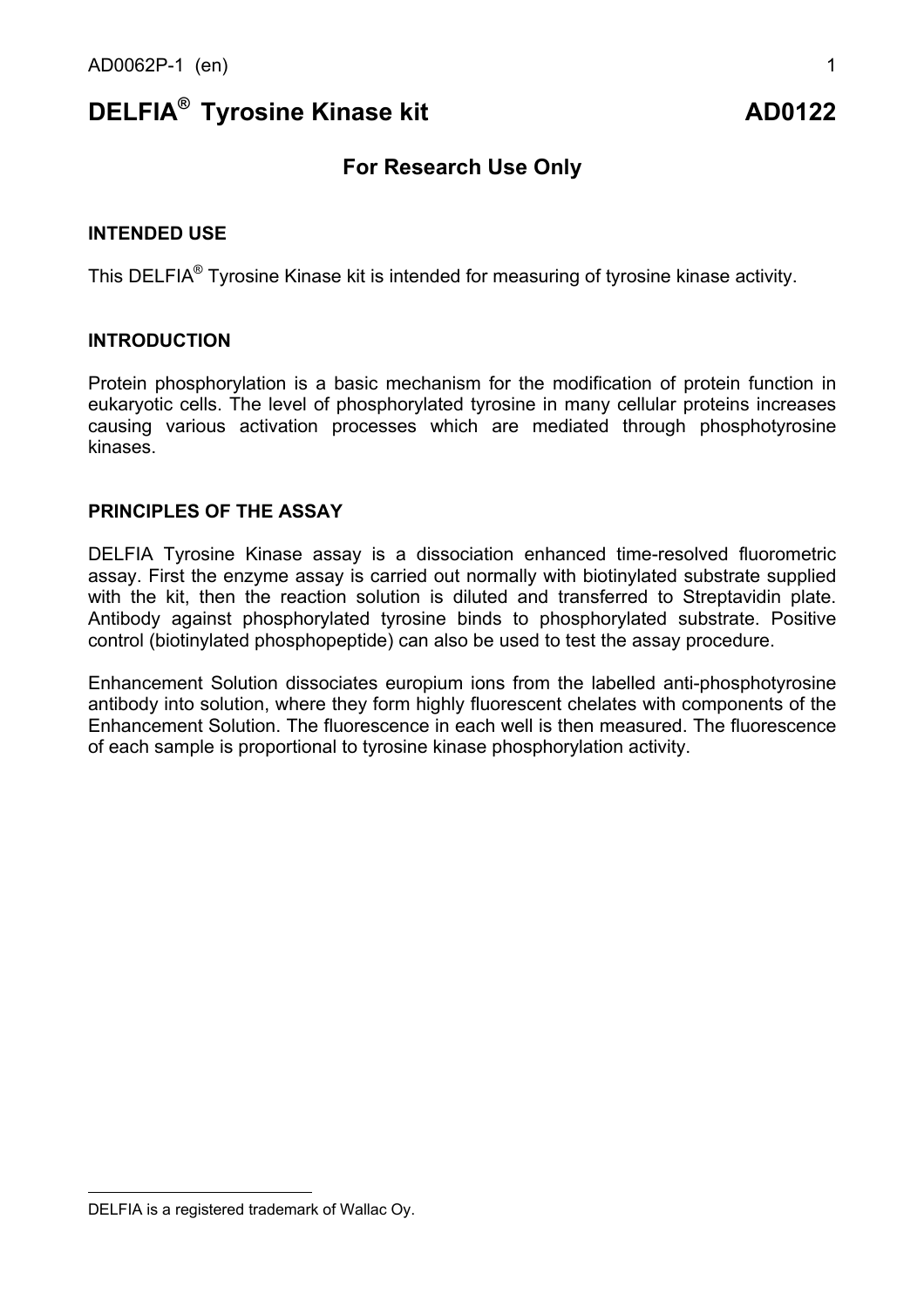# DELFIA® Tyrosine Kinase kit AD0122

## For Research Use Only

### INTENDED USE

This DELFIA® Tyrosine Kinase kit is intended for measuring of tyrosine kinase activity.

### INTRODUCTION

Protein phosphorylation is a basic mechanism for the modification of protein function in eukaryotic cells. The level of phosphorylated tyrosine in many cellular proteins increases causing various activation processes which are mediated through phosphotyrosine kinases.

### PRINCIPLES OF THE ASSAY

DELFIA Tyrosine Kinase assay is a dissociation enhanced time-resolved fluorometric assay. First the enzyme assay is carried out normally with biotinylated substrate supplied with the kit, then the reaction solution is diluted and transferred to Streptavidin plate. Antibody against phosphorylated tyrosine binds to phosphorylated substrate. Positive control (biotinylated phosphopeptide) can also be used to test the assay procedure.

Enhancement Solution dissociates europium ions from the labelled anti-phosphotyrosine antibody into solution, where they form highly fluorescent chelates with components of the Enhancement Solution. The fluorescence in each well is then measured. The fluorescence of each sample is proportional to tyrosine kinase phosphorylation activity.

---

DELFIA is a registered trademark of Wallac Oy.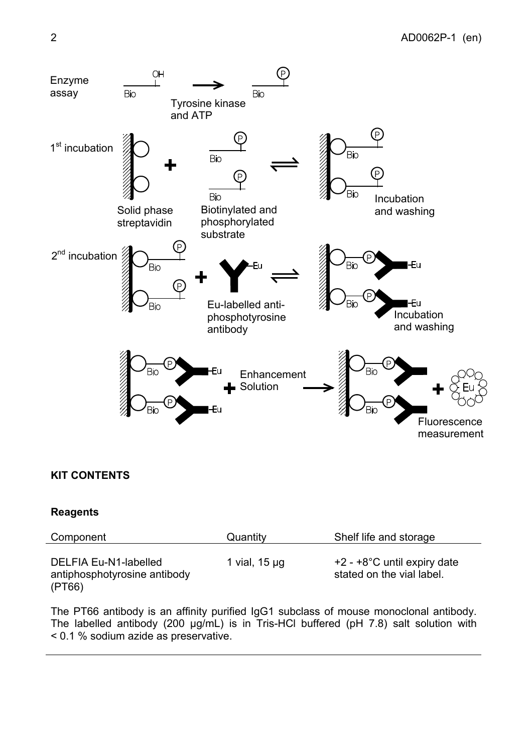Enzyme assay — Tyrosine kinase and ATP

1st incubation — Solid phase streptavidin + Biotinylated and phosphorylated substrate ⇌ Incubation and washing

2nd incubation — + Eu-labelled anti-phosphotyrosine antibody ⇌ Incubation and washing

+ Enhancement Solution → + Fluorescence measurement

## KIT CONTENTS

### Reagents

| Component | Quantity | Shelf life and storage |
| --- | --- | --- |
| DELFIA Eu-N1-labelled antiphosphotyrosine antibody (PT66) | 1 vial, 15 µg | +2 - +8°C until expiry date stated on the vial label. |

The PT66 antibody is an affinity purified IgG1 subclass of mouse monoclonal antibody. The labelled antibody (200 µg/mL) is in Tris-HCl buffered (pH 7.8) salt solution with < 0.1 % sodium azide as preservative.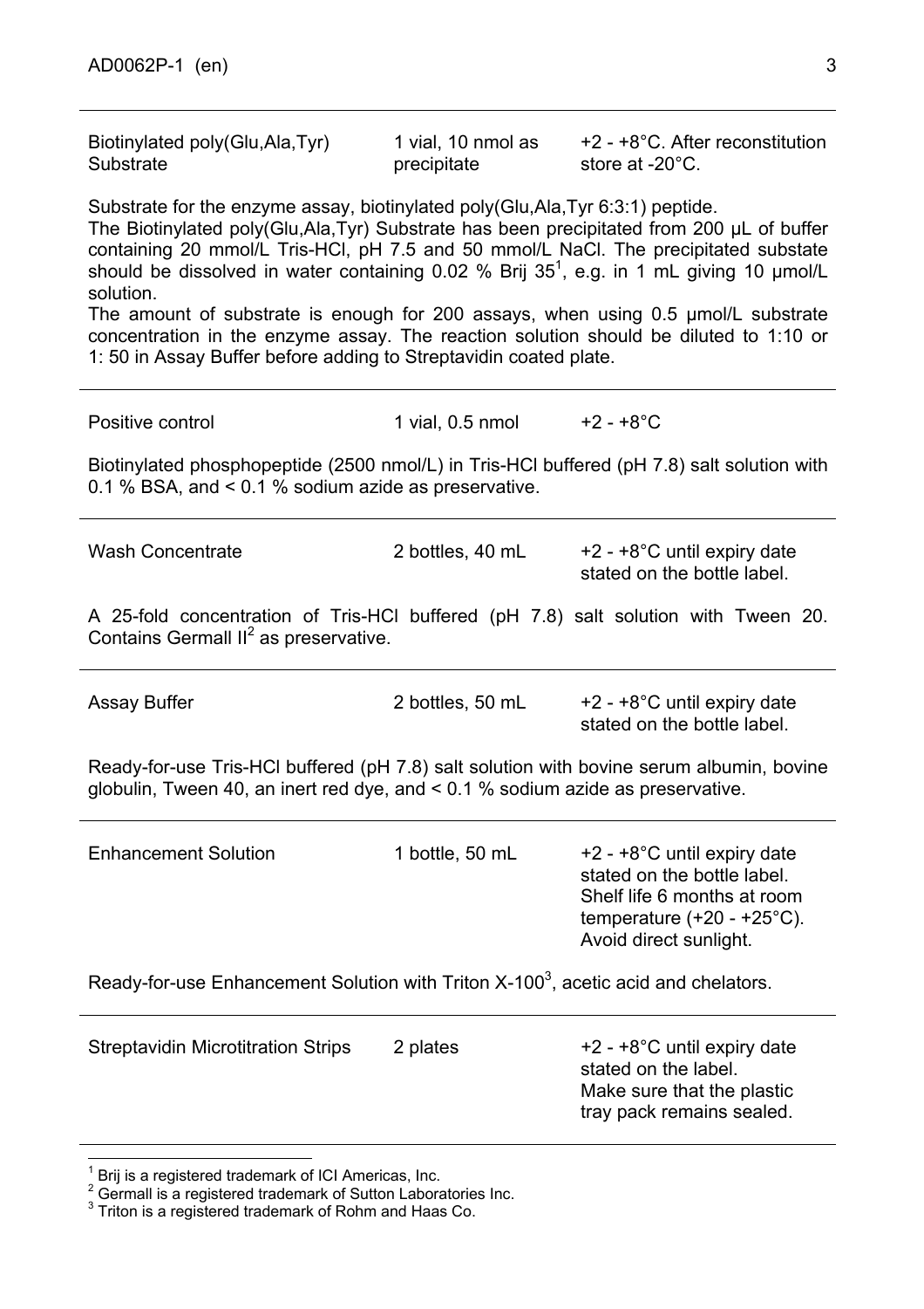| | | |
|---|---|---|
| Biotinylated poly(Glu,Ala,Tyr) Substrate | 1 vial, 10 nmol as precipitate | +2 - +8°C. After reconstitution store at -20°C. |

Substrate for the enzyme assay, biotinylated poly(Glu,Ala,Tyr 6:3:1) peptide.
The Biotinylated poly(Glu,Ala,Tyr) Substrate has been precipitated from 200 µL of buffer containing 20 mmol/L Tris-HCl, pH 7.5 and 50 mmol/L NaCl. The precipitated substate should be dissolved in water containing 0.02 % Brij 35[1], e.g. in 1 mL giving 10 µmol/L solution.
The amount of substrate is enough for 200 assays, when using 0.5 µmol/L substrate concentration in the enzyme assay. The reaction solution should be diluted to 1:10 or 1: 50 in Assay Buffer before adding to Streptavidin coated plate.

| | | |
|---|---|---|
| Positive control | 1 vial, 0.5 nmol | +2 - +8°C |

Biotinylated phosphopeptide (2500 nmol/L) in Tris-HCl buffered (pH 7.8) salt solution with 0.1 % BSA, and < 0.1 % sodium azide as preservative.

| | | |
|---|---|---|
| Wash Concentrate | 2 bottles, 40 mL | +2 - +8°C until expiry date stated on the bottle label. |

A 25-fold concentration of Tris-HCl buffered (pH 7.8) salt solution with Tween 20. Contains Germall II[2] as preservative.

| | | |
|---|---|---|
| Assay Buffer | 2 bottles, 50 mL | +2 - +8°C until expiry date stated on the bottle label. |

Ready-for-use Tris-HCl buffered (pH 7.8) salt solution with bovine serum albumin, bovine globulin, Tween 40, an inert red dye, and < 0.1 % sodium azide as preservative.

| | | |
|---|---|---|
| Enhancement Solution | 1 bottle, 50 mL | +2 - +8°C until expiry date stated on the bottle label. Shelf life 6 months at room temperature (+20 - +25°C). Avoid direct sunlight. |

Ready-for-use Enhancement Solution with Triton X-100[3], acetic acid and chelators.

| | | |
|---|---|---|
| Streptavidin Microtitration Strips | 2 plates | +2 - +8°C until expiry date stated on the label. Make sure that the plastic tray pack remains sealed. |

[1] Brij is a registered trademark of ICI Americas, Inc.
[2] Germall is a registered trademark of Sutton Laboratories Inc.
[3] Triton is a registered trademark of Rohm and Haas Co.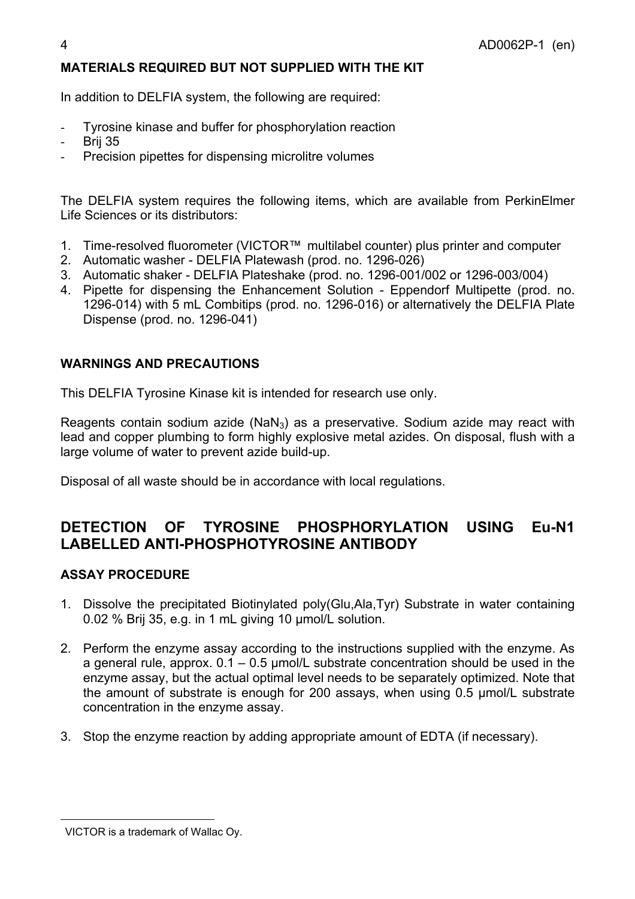## MATERIALS REQUIRED BUT NOT SUPPLIED WITH THE KIT

In addition to DELFIA system, the following are required:

- Tyrosine kinase and buffer for phosphorylation reaction
- Brij 35
- Precision pipettes for dispensing microlitre volumes

The DELFIA system requires the following items, which are available from PerkinElmer Life Sciences or its distributors:

1. Time-resolved fluorometer (VICTOR™ multilabel counter) plus printer and computer
2. Automatic washer - DELFIA Platewash (prod. no. 1296-026)
3. Automatic shaker - DELFIA Plateshake (prod. no. 1296-001/002 or 1296-003/004)
4. Pipette for dispensing the Enhancement Solution - Eppendorf Multipette (prod. no. 1296-014) with 5 mL Combitips (prod. no. 1296-016) or alternatively the DELFIA Plate Dispense (prod. no. 1296-041)

## WARNINGS AND PRECAUTIONS

This DELFIA Tyrosine Kinase kit is intended for research use only.

Reagents contain sodium azide ($NaN_3$) as a preservative. Sodium azide may react with lead and copper plumbing to form highly explosive metal azides. On disposal, flush with a large volume of water to prevent azide build-up.

Disposal of all waste should be in accordance with local regulations.

# DETECTION OF TYROSINE PHOSPHORYLATION USING Eu-N1 LABELLED ANTI-PHOSPHOTYROSINE ANTIBODY

## ASSAY PROCEDURE

1. Dissolve the precipitated Biotinylated poly(Glu,Ala,Tyr) Substrate in water containing 0.02 % Brij 35, e.g. in 1 mL giving 10 µmol/L solution.

2. Perform the enzyme assay according to the instructions supplied with the enzyme. As a general rule, approx. 0.1 – 0.5 µmol/L substrate concentration should be used in the enzyme assay, but the actual optimal level needs to be separately optimized. Note that the amount of substrate is enough for 200 assays, when using 0.5 µmol/L substrate concentration in the enzyme assay.

3. Stop the enzyme reaction by adding appropriate amount of EDTA (if necessary).

VICTOR is a trademark of Wallac Oy.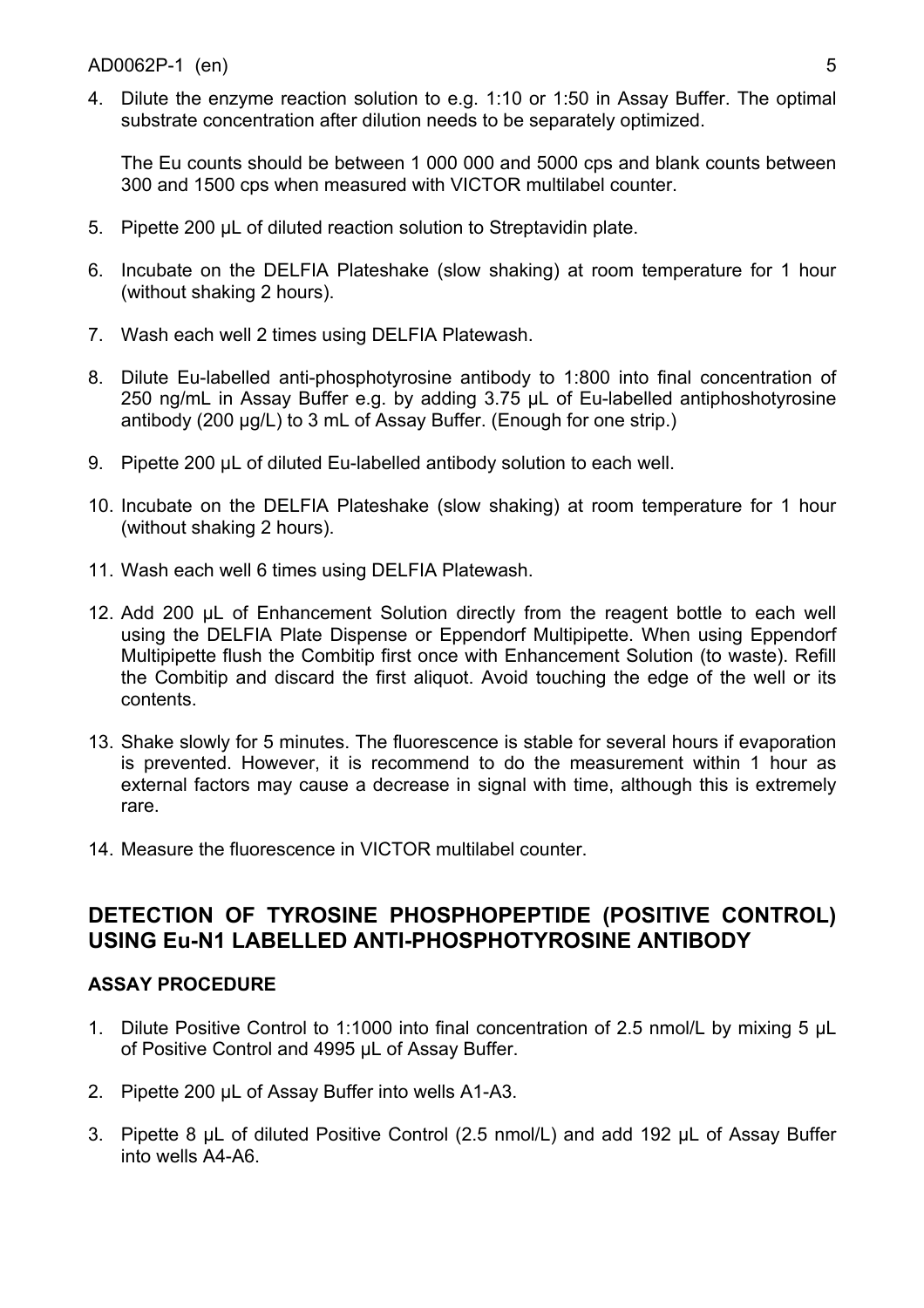4. Dilute the enzyme reaction solution to e.g. 1:10 or 1:50 in Assay Buffer. The optimal substrate concentration after dilution needs to be separately optimized.

   The Eu counts should be between 1 000 000 and 5000 cps and blank counts between 300 and 1500 cps when measured with VICTOR multilabel counter.

5. Pipette 200 µL of diluted reaction solution to Streptavidin plate.

6. Incubate on the DELFIA Plateshake (slow shaking) at room temperature for 1 hour (without shaking 2 hours).

7. Wash each well 2 times using DELFIA Platewash.

8. Dilute Eu-labelled anti-phosphotyrosine antibody to 1:800 into final concentration of 250 ng/mL in Assay Buffer e.g. by adding 3.75 µL of Eu-labelled antiphoshotyrosine antibody (200 µg/L) to 3 mL of Assay Buffer. (Enough for one strip.)

9. Pipette 200 µL of diluted Eu-labelled antibody solution to each well.

10. Incubate on the DELFIA Plateshake (slow shaking) at room temperature for 1 hour (without shaking 2 hours).

11. Wash each well 6 times using DELFIA Platewash.

12. Add 200 µL of Enhancement Solution directly from the reagent bottle to each well using the DELFIA Plate Dispense or Eppendorf Multipipette. When using Eppendorf Multipipette flush the Combitip first once with Enhancement Solution (to waste). Refill the Combitip and discard the first aliquot. Avoid touching the edge of the well or its contents.

13. Shake slowly for 5 minutes. The fluorescence is stable for several hours if evaporation is prevented. However, it is recommend to do the measurement within 1 hour as external factors may cause a decrease in signal with time, although this is extremely rare.

14. Measure the fluorescence in VICTOR multilabel counter.

## DETECTION OF TYROSINE PHOSPHOPEPTIDE (POSITIVE CONTROL) USING Eu-N1 LABELLED ANTI-PHOSPHOTYROSINE ANTIBODY

### ASSAY PROCEDURE

1. Dilute Positive Control to 1:1000 into final concentration of 2.5 nmol/L by mixing 5 µL of Positive Control and 4995 µL of Assay Buffer.

2. Pipette 200 µL of Assay Buffer into wells A1-A3.

3. Pipette 8 µL of diluted Positive Control (2.5 nmol/L) and add 192 µL of Assay Buffer into wells A4-A6.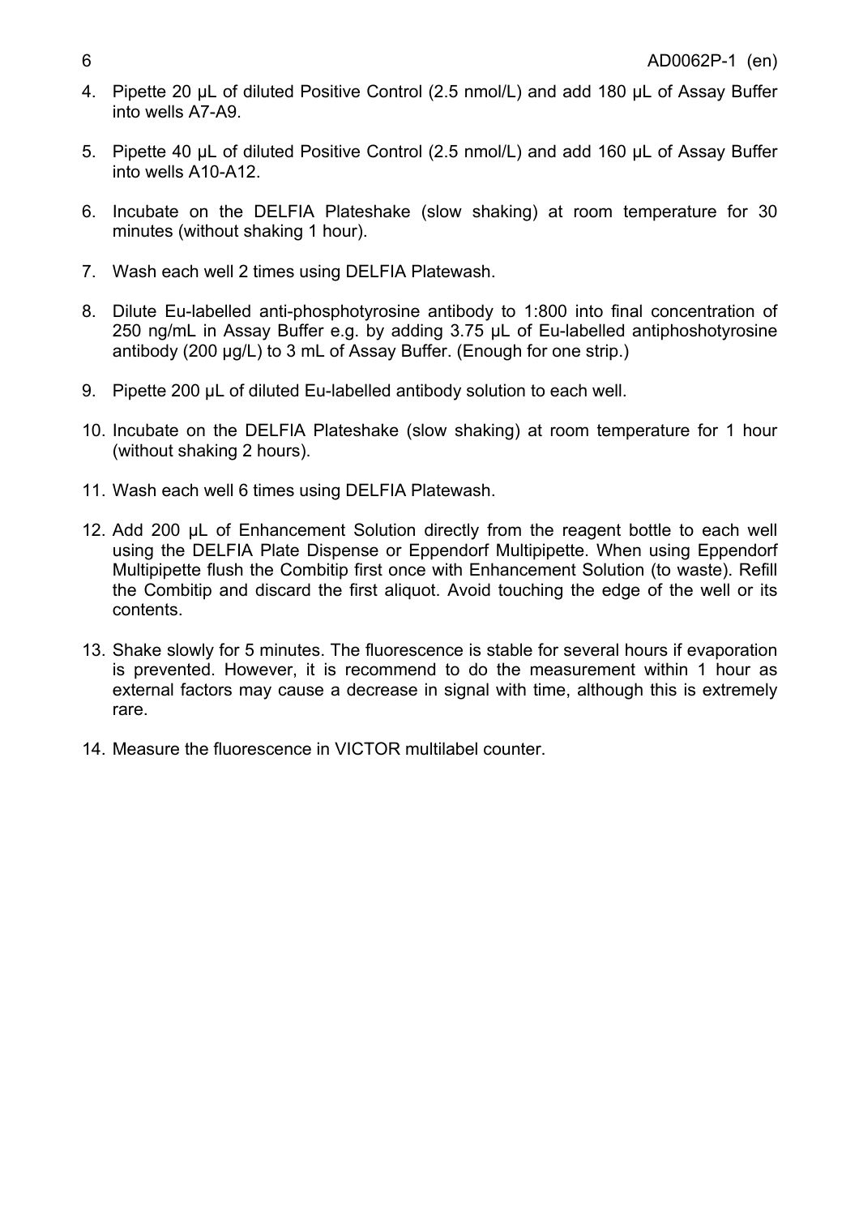4. Pipette 20 µL of diluted Positive Control (2.5 nmol/L) and add 180 µL of Assay Buffer into wells A7-A9.

5. Pipette 40 µL of diluted Positive Control (2.5 nmol/L) and add 160 µL of Assay Buffer into wells A10-A12.

6. Incubate on the DELFIA Plateshake (slow shaking) at room temperature for 30 minutes (without shaking 1 hour).

7. Wash each well 2 times using DELFIA Platewash.

8. Dilute Eu-labelled anti-phosphotyrosine antibody to 1:800 into final concentration of 250 ng/mL in Assay Buffer e.g. by adding 3.75 µL of Eu-labelled antiphoshotyrosine antibody (200 µg/L) to 3 mL of Assay Buffer. (Enough for one strip.)

9. Pipette 200 µL of diluted Eu-labelled antibody solution to each well.

10. Incubate on the DELFIA Plateshake (slow shaking) at room temperature for 1 hour (without shaking 2 hours).

11. Wash each well 6 times using DELFIA Platewash.

12. Add 200 µL of Enhancement Solution directly from the reagent bottle to each well using the DELFIA Plate Dispense or Eppendorf Multipipette. When using Eppendorf Multipipette flush the Combitip first once with Enhancement Solution (to waste). Refill the Combitip and discard the first aliquot. Avoid touching the edge of the well or its contents.

13. Shake slowly for 5 minutes. The fluorescence is stable for several hours if evaporation is prevented. However, it is recommend to do the measurement within 1 hour as external factors may cause a decrease in signal with time, although this is extremely rare.

14. Measure the fluorescence in VICTOR multilabel counter.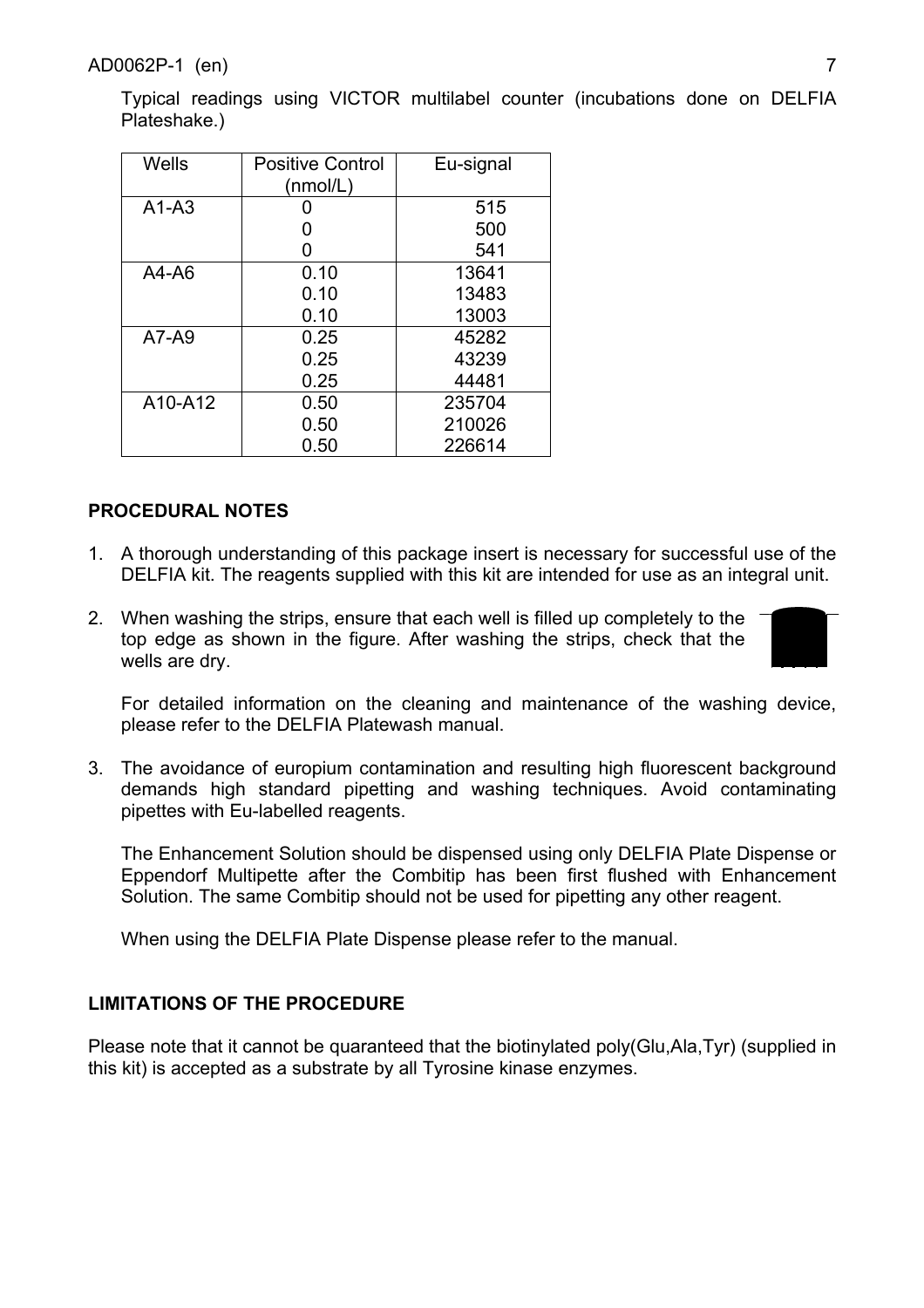Typical readings using VICTOR multilabel counter (incubations done on DELFIA Plateshake.)

| Wells | Positive Control (nmol/L) | Eu-signal |
| --- | --- | --- |
| A1-A3 | 0<br>0<br>0 | 515<br>500<br>541 |
| A4-A6 | 0.10<br>0.10<br>0.10 | 13641<br>13483<br>13003 |
| A7-A9 | 0.25<br>0.25<br>0.25 | 45282<br>43239<br>44481 |
| A10-A12 | 0.50<br>0.50<br>0.50 | 235704<br>210026<br>226614 |

## PROCEDURAL NOTES

1. A thorough understanding of this package insert is necessary for successful use of the DELFIA kit. The reagents supplied with this kit are intended for use as an integral unit.

2. When washing the strips, ensure that each well is filled up completely to the top edge as shown in the figure. After washing the strips, check that the wells are dry.

   For detailed information on the cleaning and maintenance of the washing device, please refer to the DELFIA Platewash manual.

3. The avoidance of europium contamination and resulting high fluorescent background demands high standard pipetting and washing techniques. Avoid contaminating pipettes with Eu-labelled reagents.

   The Enhancement Solution should be dispensed using only DELFIA Plate Dispense or Eppendorf Multipette after the Combitip has been first flushed with Enhancement Solution. The same Combitip should not be used for pipetting any other reagent.

   When using the DELFIA Plate Dispense please refer to the manual.

## LIMITATIONS OF THE PROCEDURE

Please note that it cannot be quaranteed that the biotinylated poly(Glu,Ala,Tyr) (supplied in this kit) is accepted as a substrate by all Tyrosine kinase enzymes.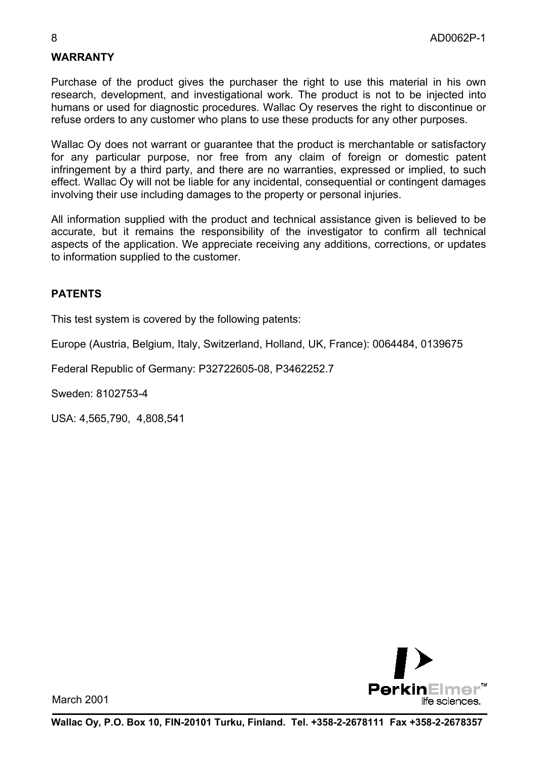## WARRANTY

Purchase of the product gives the purchaser the right to use this material in his own research, development, and investigational work. The product is not to be injected into humans or used for diagnostic procedures. Wallac Oy reserves the right to discontinue or refuse orders to any customer who plans to use these products for any other purposes.

Wallac Oy does not warrant or guarantee that the product is merchantable or satisfactory for any particular purpose, nor free from any claim of foreign or domestic patent infringement by a third party, and there are no warranties, expressed or implied, to such effect. Wallac Oy will not be liable for any incidental, consequential or contingent damages involving their use including damages to the property or personal injuries.

All information supplied with the product and technical assistance given is believed to be accurate, but it remains the responsibility of the investigator to confirm all technical aspects of the application. We appreciate receiving any additions, corrections, or updates to information supplied to the customer.

## PATENTS

This test system is covered by the following patents:

Europe (Austria, Belgium, Italy, Switzerland, Holland, UK, France): 0064484, 0139675

Federal Republic of Germany: P32722605-08, P3462252.7

Sweden: 8102753-4

USA: 4,565,790, 4,808,541

March 2001

PerkinElmer™ life sciences.

**Wallac Oy, P.O. Box 10, FIN-20101 Turku, Finland. Tel. +358-2-2678111 Fax +358-2-2678357**